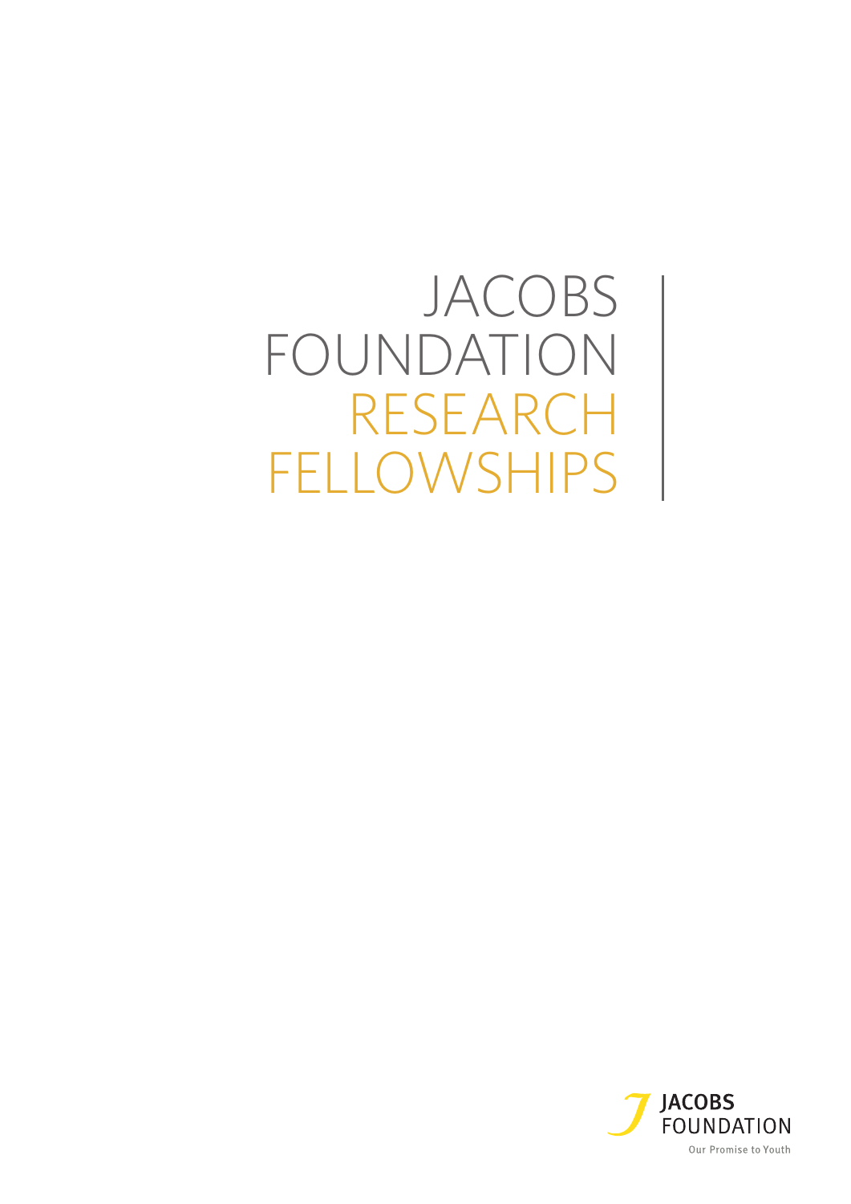# JACOBS FOUNDATION RESEARCH FELLOWSHIPS

JACOBS FOUNDATION

Our Promise to Youth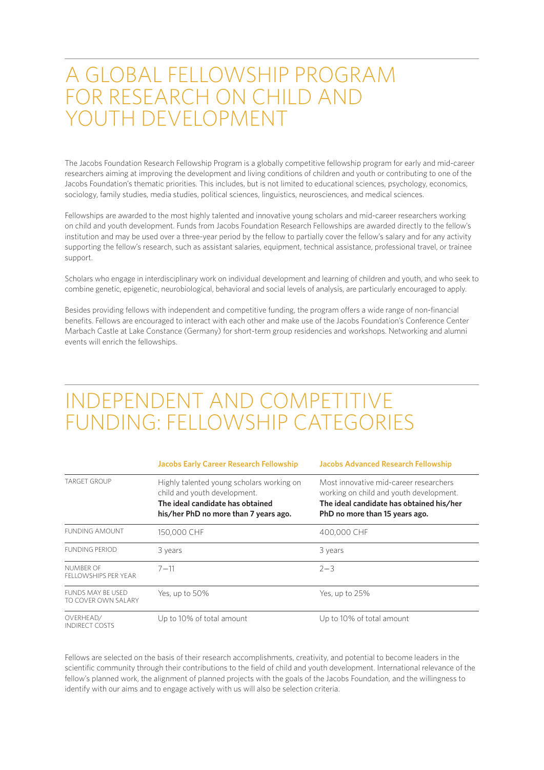# A GLOBAL FELLOWSHIP PROGRAM FOR RESEARCH ON CHILD AND YOUTH DEVELOPMENT

The Jacobs Foundation Research Fellowship Program is a globally competitive fellowship program for early and mid-career researchers aiming at improving the development and living conditions of children and youth or contributing to one of the Jacobs Foundation's thematic priorities. This includes, but is not limited to educational sciences, psychology, economics, sociology, family studies, media studies, political sciences, linguistics, neurosciences, and medical sciences.

Fellowships are awarded to the most highly talented and innovative young scholars and mid-career researchers working on child and youth development. Funds from Jacobs Foundation Research Fellowships are awarded directly to the fellow's institution and may be used over a three-year period by the fellow to partially cover the fellow's salary and for any activity supporting the fellow's research, such as assistant salaries, equipment, technical assistance, professional travel, or trainee support.

Scholars who engage in interdisciplinary work on individual development and learning of children and youth, and who seek to combine genetic, epigenetic, neurobiological, behavioral and social levels of analysis, are particularly encouraged to apply.

Besides providing fellows with independent and competitive funding, the program offers a wide range of non-financial benefits. Fellows are encouraged to interact with each other and make use of the Jacobs Foundation's Conference Center Marbach Castle at Lake Constance (Germany) for short-term group residencies and workshops. Networking and alumni events will enrich the fellowships.

# INDEPENDENT AND COMPETITIVE FUNDING: FELLOWSHIP CATEGORIES

| | **Jacobs Early Career Research Fellowship** | **Jacobs Advanced Research Fellowship** |
|---|---|---|
| TARGET GROUP | Highly talented young scholars working on child and youth development. **The ideal candidate has obtained his/her PhD no more than 7 years ago.** | Most innovative mid-career researchers working on child and youth development. **The ideal candidate has obtained his/her PhD no more than 15 years ago.** |
| FUNDING AMOUNT | 150,000 CHF | 400,000 CHF |
| FUNDING PERIOD | 3 years | 3 years |
| NUMBER OF FELLOWSHIPS PER YEAR | 7–11 | 2–3 |
| FUNDS MAY BE USED TO COVER OWN SALARY | Yes, up to 50% | Yes, up to 25% |
| OVERHEAD/ INDIRECT COSTS | Up to 10% of total amount | Up to 10% of total amount |

Fellows are selected on the basis of their research accomplishments, creativity, and potential to become leaders in the scientific community through their contributions to the field of child and youth development. International relevance of the fellow's planned work, the alignment of planned projects with the goals of the Jacobs Foundation, and the willingness to identify with our aims and to engage actively with us will also be selection criteria.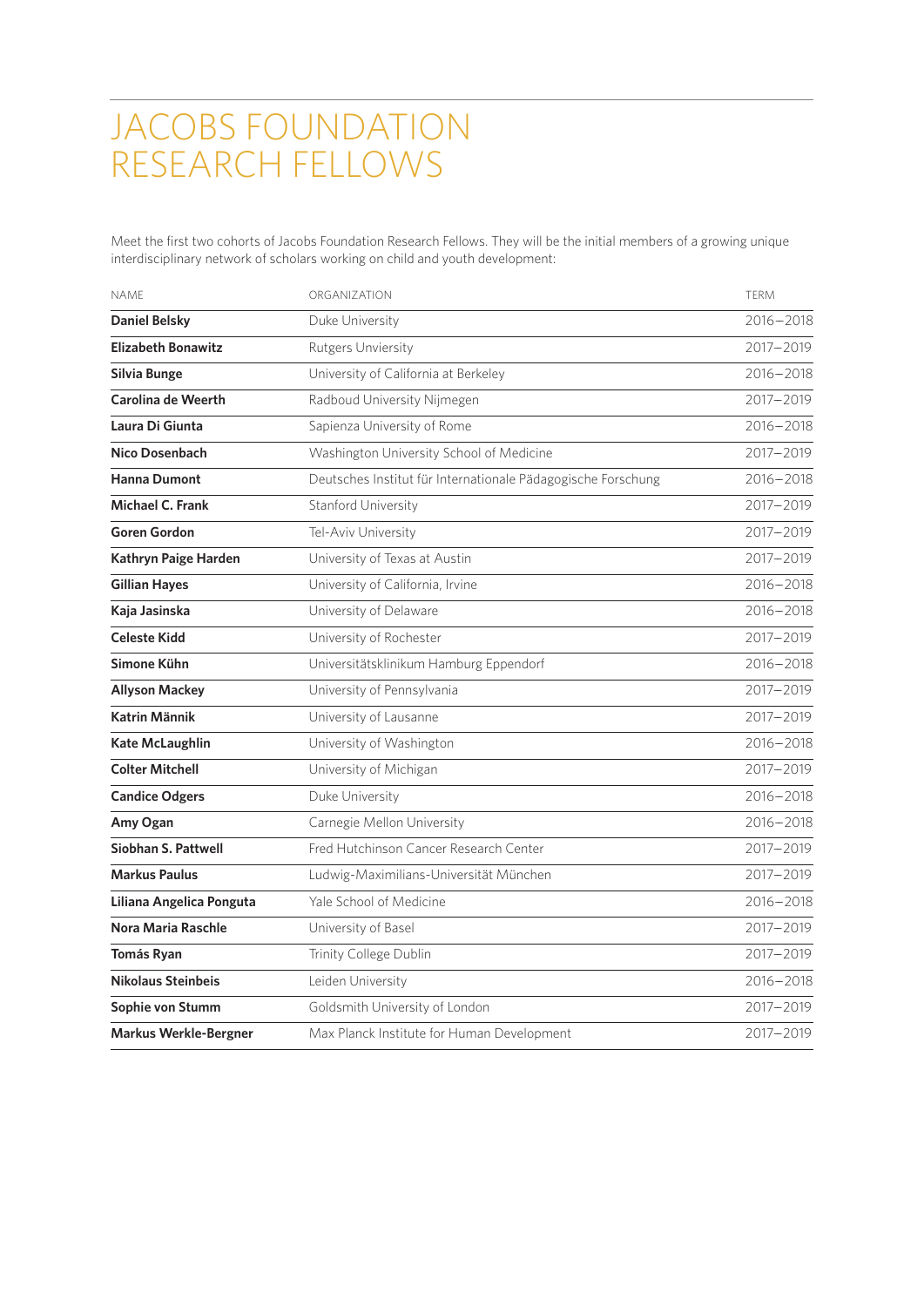# JACOBS FOUNDATION RESEARCH FELLOWS

Meet the first two cohorts of Jacobs Foundation Research Fellows. They will be the initial members of a growing unique interdisciplinary network of scholars working on child and youth development:

| NAME | ORGANIZATION | TERM |
|---|---|---|
| **Daniel Belsky** | Duke University | 2016–2018 |
| **Elizabeth Bonawitz** | Rutgers Unviersity | 2017–2019 |
| **Silvia Bunge** | University of California at Berkeley | 2016–2018 |
| **Carolina de Weerth** | Radboud University Nijmegen | 2017–2019 |
| **Laura Di Giunta** | Sapienza University of Rome | 2016–2018 |
| **Nico Dosenbach** | Washington University School of Medicine | 2017–2019 |
| **Hanna Dumont** | Deutsches Institut für Internationale Pädagogische Forschung | 2016–2018 |
| **Michael C. Frank** | Stanford University | 2017–2019 |
| **Goren Gordon** | Tel-Aviv University | 2017–2019 |
| **Kathryn Paige Harden** | University of Texas at Austin | 2017–2019 |
| **Gillian Hayes** | University of California, Irvine | 2016–2018 |
| **Kaja Jasinska** | University of Delaware | 2016–2018 |
| **Celeste Kidd** | University of Rochester | 2017–2019 |
| **Simone Kühn** | Universitätsklinikum Hamburg Eppendorf | 2016–2018 |
| **Allyson Mackey** | University of Pennsylvania | 2017–2019 |
| **Katrin Männik** | University of Lausanne | 2017–2019 |
| **Kate McLaughlin** | University of Washington | 2016–2018 |
| **Colter Mitchell** | University of Michigan | 2017–2019 |
| **Candice Odgers** | Duke University | 2016–2018 |
| **Amy Ogan** | Carnegie Mellon University | 2016–2018 |
| **Siobhan S. Pattwell** | Fred Hutchinson Cancer Research Center | 2017–2019 |
| **Markus Paulus** | Ludwig-Maximilians-Universität München | 2017–2019 |
| **Liliana Angelica Ponguta** | Yale School of Medicine | 2016–2018 |
| **Nora Maria Raschle** | University of Basel | 2017–2019 |
| **Tomás Ryan** | Trinity College Dublin | 2017–2019 |
| **Nikolaus Steinbeis** | Leiden University | 2016–2018 |
| **Sophie von Stumm** | Goldsmith University of London | 2017–2019 |
| **Markus Werkle-Bergner** | Max Planck Institute for Human Development | 2017–2019 |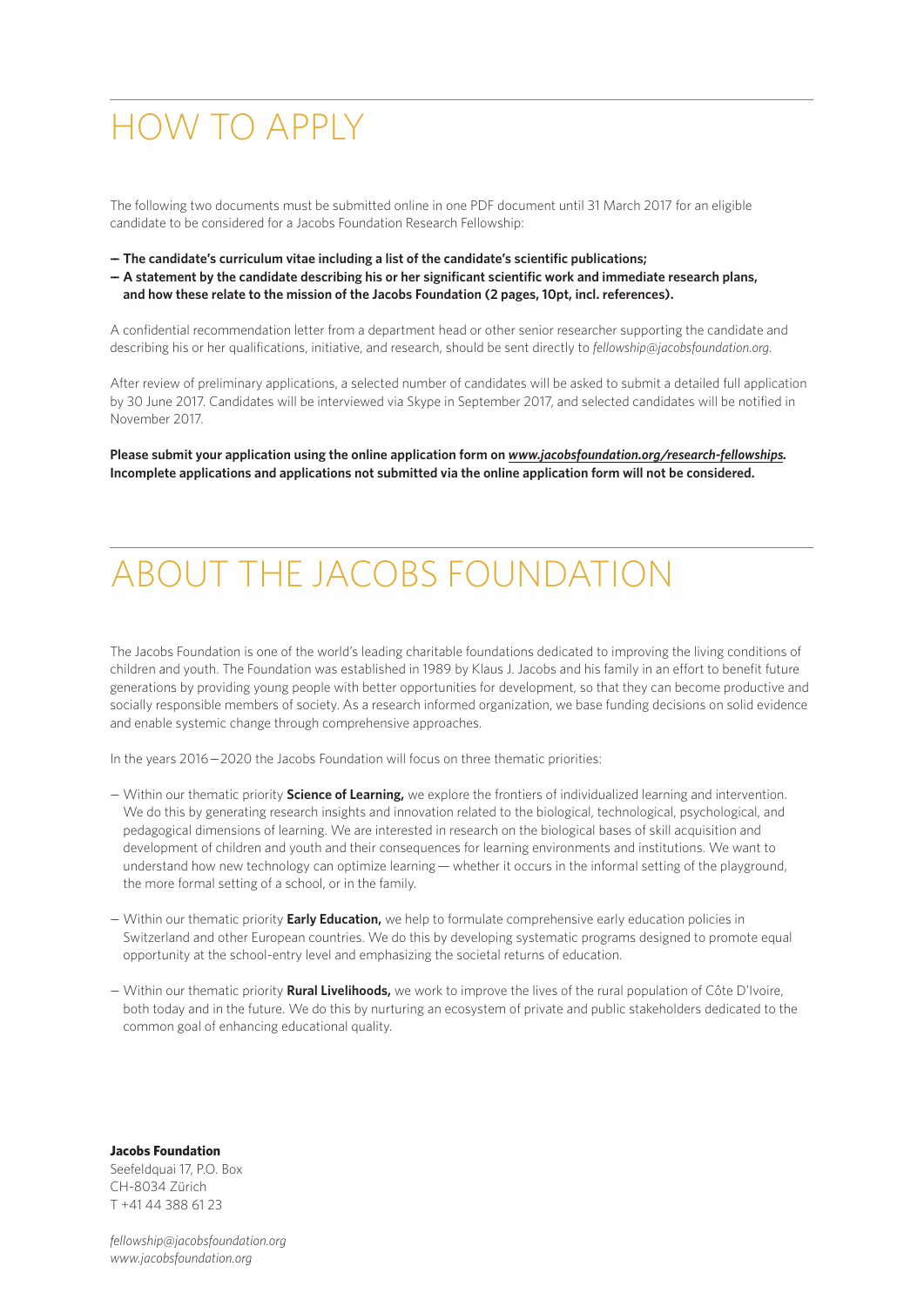# HOW TO APPLY

The following two documents must be submitted online in one PDF document until 31 March 2017 for an eligible candidate to be considered for a Jacobs Foundation Research Fellowship:

- **The candidate's curriculum vitae including a list of the candidate's scientific publications;**
- **A statement by the candidate describing his or her significant scientific work and immediate research plans, and how these relate to the mission of the Jacobs Foundation (2 pages, 10pt, incl. references).**

A confidential recommendation letter from a department head or other senior researcher supporting the candidate and describing his or her qualifications, initiative, and research, should be sent directly to *fellowship@jacobsfoundation.org*.

After review of preliminary applications, a selected number of candidates will be asked to submit a detailed full application by 30 June 2017. Candidates will be interviewed via Skype in September 2017, and selected candidates will be notified in November 2017.

**Please submit your application using the online application form on *www.jacobsfoundation.org/research-fellowships*. Incomplete applications and applications not submitted via the online application form will not be considered.**

# ABOUT THE JACOBS FOUNDATION

The Jacobs Foundation is one of the world's leading charitable foundations dedicated to improving the living conditions of children and youth. The Foundation was established in 1989 by Klaus J. Jacobs and his family in an effort to benefit future generations by providing young people with better opportunities for development, so that they can become productive and socially responsible members of society. As a research informed organization, we base funding decisions on solid evidence and enable systemic change through comprehensive approaches.

In the years 2016 — 2020 the Jacobs Foundation will focus on three thematic priorities:

- Within our thematic priority **Science of Learning,** we explore the frontiers of individualized learning and intervention. We do this by generating research insights and innovation related to the biological, technological, psychological, and pedagogical dimensions of learning. We are interested in research on the biological bases of skill acquisition and development of children and youth and their consequences for learning environments and institutions. We want to understand how new technology can optimize learning — whether it occurs in the informal setting of the playground, the more formal setting of a school, or in the family.
- Within our thematic priority **Early Education,** we help to formulate comprehensive early education policies in Switzerland and other European countries. We do this by developing systematic programs designed to promote equal opportunity at the school-entry level and emphasizing the societal returns of education.
- Within our thematic priority **Rural Livelihoods,** we work to improve the lives of the rural population of Côte D'Ivoire, both today and in the future. We do this by nurturing an ecosystem of private and public stakeholders dedicated to the common goal of enhancing educational quality.

**Jacobs Foundation**
Seefeldquai 17, P.O. Box
CH-8034 Zürich
T +41 44 388 61 23

*fellowship@jacobsfoundation.org*
*www.jacobsfoundation.org*